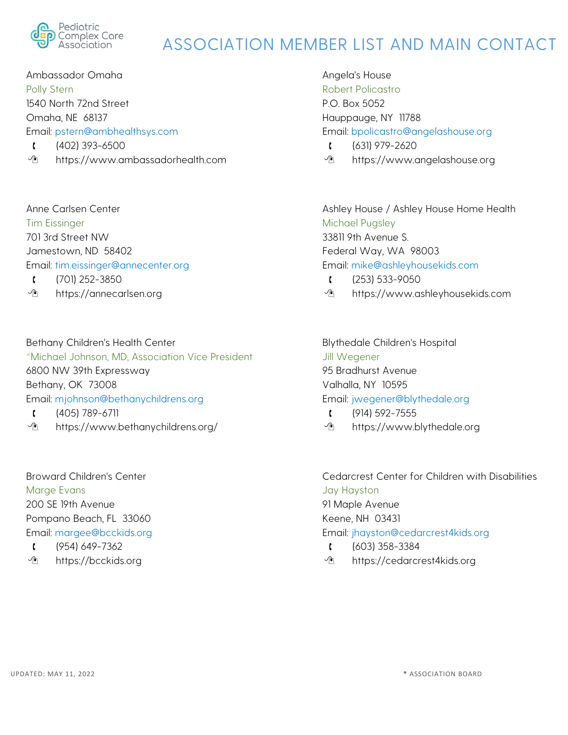# ASSOCIATION MEMBER LIST AND MAIN CONTACT

Ambassador Omaha
Polly Stern
1540 North 72nd Street
Omaha, NE 68137
Email: pstern@ambhealthsys.com
(402) 393-6500
https://www.ambassadorhealth.com

Angela's House
Robert Policastro
P.O. Box 5052
Hauppauge, NY 11788
Email: bpolicastro@angelashouse.org
(631) 979-2620
https://www.angelashouse.org

Anne Carlsen Center
Tim Eissinger
701 3rd Street NW
Jamestown, ND 58402
Email: tim.eissinger@annecenter.org
(701) 252-3850
https://annecarlsen.org

Ashley House / Ashley House Home Health
Michael Pugsley
33811 9th Avenue S.
Federal Way, WA 98003
Email: mike@ashleyhousekids.com
(253) 533-9050
https://www.ashleyhousekids.com

Bethany Children's Health Center
*Michael Johnson, MD, Association Vice President
6800 NW 39th Expressway
Bethany, OK 73008
Email: mjohnson@bethanychildrens.org
(405) 789-6711
https://www.bethanychildrens.org/

Blythedale Children's Hospital
Jill Wegener
95 Bradhurst Avenue
Valhalla, NY 10595
Email: jwegener@blythedale.org
(914) 592-7555
https://www.blythedale.org

Broward Children's Center
Marge Evans
200 SE 19th Avenue
Pompano Beach, FL 33060
Email: margee@bcckids.org
(954) 649-7362
https://bcckids.org

Cedarcrest Center for Children with Disabilities
Jay Hayston
91 Maple Avenue
Keene, NH 03431
Email: jhayston@cedarcrest4kids.org
(603) 358-3384
https://cedarcrest4kids.org

UPDATED: MAY 11, 2022

* ASSOCIATION BOARD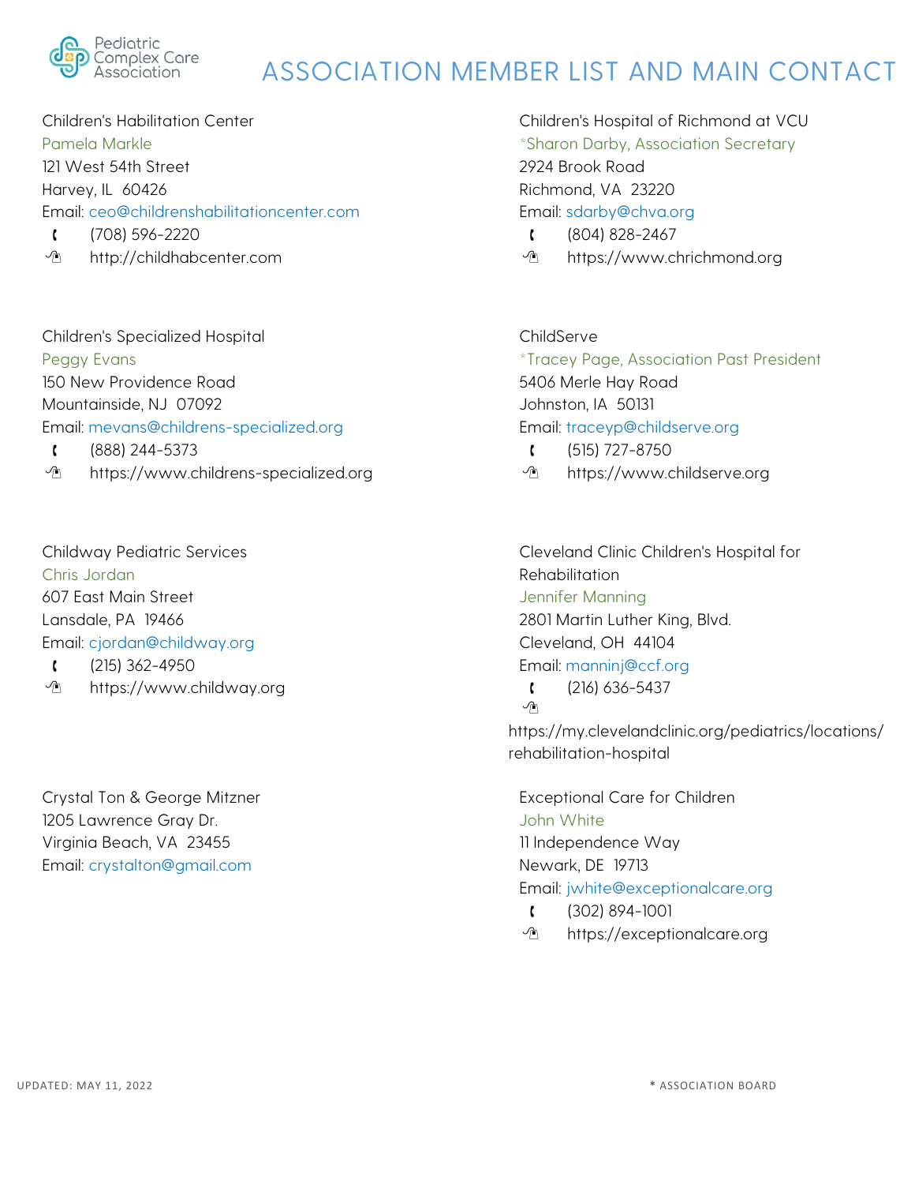# ASSOCIATION MEMBER LIST AND MAIN CONTACT

Pediatric Complex Care Association

Children's Habilitation Center
Pamela Markle
121 West 54th Street
Harvey, IL 60426
Email: ceo@childrenshabilitationcenter.com
(708) 596-2220
http://childhabcenter.com

Children's Hospital of Richmond at VCU
*Sharon Darby, Association Secretary
2924 Brook Road
Richmond, VA 23220
Email: sdarby@chva.org
(804) 828-2467
https://www.chrichmond.org

Children's Specialized Hospital
Peggy Evans
150 New Providence Road
Mountainside, NJ 07092
Email: mevans@childrens-specialized.org
(888) 244-5373
https://www.childrens-specialized.org

ChildServe
*Tracey Page, Association Past President
5406 Merle Hay Road
Johnston, IA 50131
Email: traceyp@childserve.org
(515) 727-8750
https://www.childserve.org

Childway Pediatric Services
Chris Jordan
607 East Main Street
Lansdale, PA 19466
Email: cjordan@childway.org
(215) 362-4950
https://www.childway.org

Cleveland Clinic Children's Hospital for Rehabilitation
Jennifer Manning
2801 Martin Luther King, Blvd.
Cleveland, OH 44104
Email: manninj@ccf.org
(216) 636-5437
https://my.clevelandclinic.org/pediatrics/locations/rehabilitation-hospital

Crystal Ton & George Mitzner
1205 Lawrence Gray Dr.
Virginia Beach, VA 23455
Email: crystalton@gmail.com

Exceptional Care for Children
John White
11 Independence Way
Newark, DE 19713
Email: jwhite@exceptionalcare.org
(302) 894-1001
https://exceptionalcare.org

UPDATED: MAY 11, 2022

* ASSOCIATION BOARD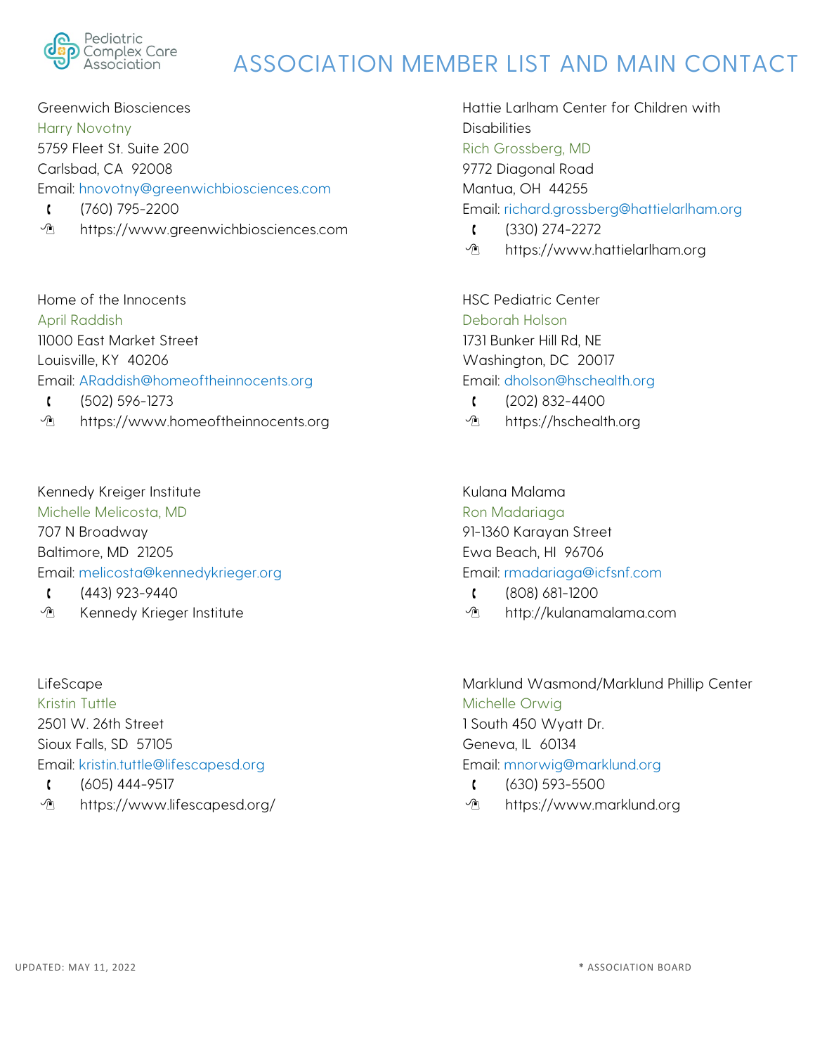# ASSOCIATION MEMBER LIST AND MAIN CONTACT

Greenwich Biosciences
Harry Novotny
5759 Fleet St. Suite 200
Carlsbad, CA 92008
Email: hnovotny@greenwichbiosciences.com
(760) 795-2200
https://www.greenwichbiosciences.com

Hattie Larlham Center for Children with Disabilities
Rich Grossberg, MD
9772 Diagonal Road
Mantua, OH 44255
Email: richard.grossberg@hattielarlham.org
(330) 274-2272
https://www.hattielarlham.org

Home of the Innocents
April Raddish
11000 East Market Street
Louisville, KY 40206
Email: ARaddish@homeoftheinnocents.org
(502) 596-1273
https://www.homeoftheinnocents.org

HSC Pediatric Center
Deborah Holson
1731 Bunker Hill Rd, NE
Washington, DC 20017
Email: dholson@hschealth.org
(202) 832-4400
https://hschealth.org

Kennedy Kreiger Institute
Michelle Melicosta, MD
707 N Broadway
Baltimore, MD 21205
Email: melicosta@kennedykrieger.org
(443) 923-9440
Kennedy Krieger Institute

Kulana Malama
Ron Madariaga
91-1360 Karayan Street
Ewa Beach, HI 96706
Email: rmadariaga@icfsnf.com
(808) 681-1200
http://kulanamalama.com

LifeScape
Kristin Tuttle
2501 W. 26th Street
Sioux Falls, SD 57105
Email: kristin.tuttle@lifescapesd.org
(605) 444-9517
https://www.lifescapesd.org/

Marklund Wasmond/Marklund Phillip Center
Michelle Orwig
1 South 450 Wyatt Dr.
Geneva, IL 60134
Email: mnorwig@marklund.org
(630) 593-5500
https://www.marklund.org

UPDATED: MAY 11, 2022

* ASSOCIATION BOARD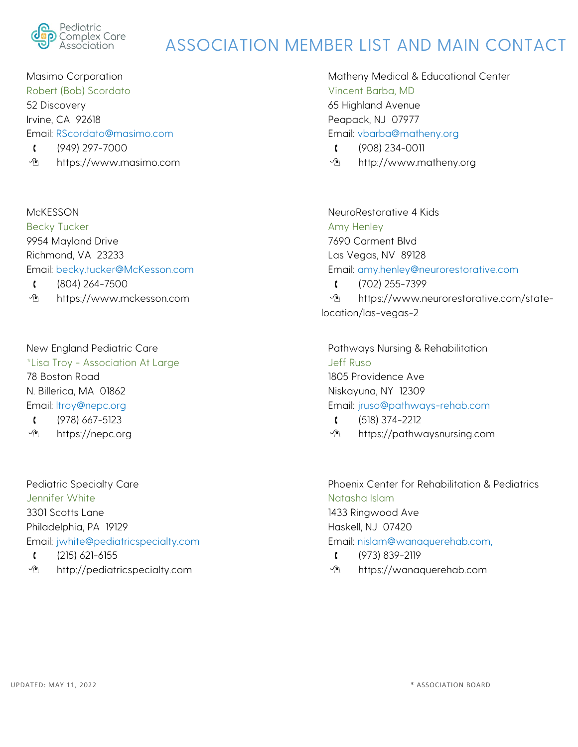# ASSOCIATION MEMBER LIST AND MAIN CONTACT

Masimo Corporation
Robert (Bob) Scordato
52 Discovery
Irvine, CA 92618
Email: RScordato@masimo.com
(949) 297-7000
https://www.masimo.com

Matheny Medical & Educational Center
Vincent Barba, MD
65 Highland Avenue
Peapack, NJ 07977
Email: vbarba@matheny.org
(908) 234-0011
http://www.matheny.org

McKESSON
Becky Tucker
9954 Mayland Drive
Richmond, VA 23233
Email: becky.tucker@McKesson.com
(804) 264-7500
https://www.mckesson.com

NeuroRestorative 4 Kids
Amy Henley
7690 Carment Blvd
Las Vegas, NV 89128
Email: amy.henley@neurorestorative.com
(702) 255-7399
https://www.neurorestorative.com/state-location/las-vegas-2

New England Pediatric Care
*Lisa Troy - Association At Large
78 Boston Road
N. Billerica, MA 01862
Email: ltroy@nepc.org
(978) 667-5123
https://nepc.org

Pathways Nursing & Rehabilitation
Jeff Ruso
1805 Providence Ave
Niskayuna, NY 12309
Email: jruso@pathways-rehab.com
(518) 374-2212
https://pathwaysnursing.com

Pediatric Specialty Care
Jennifer White
3301 Scotts Lane
Philadelphia, PA 19129
Email: jwhite@pediatricspecialty.com
(215) 621-6155
http://pediatricspecialty.com

Phoenix Center for Rehabilitation & Pediatrics
Natasha Islam
1433 Ringwood Ave
Haskell, NJ 07420
Email: nislam@wanaquerehab.com,
(973) 839-2119
https://wanaquerehab.com

UPDATED: MAY 11, 2022

* ASSOCIATION BOARD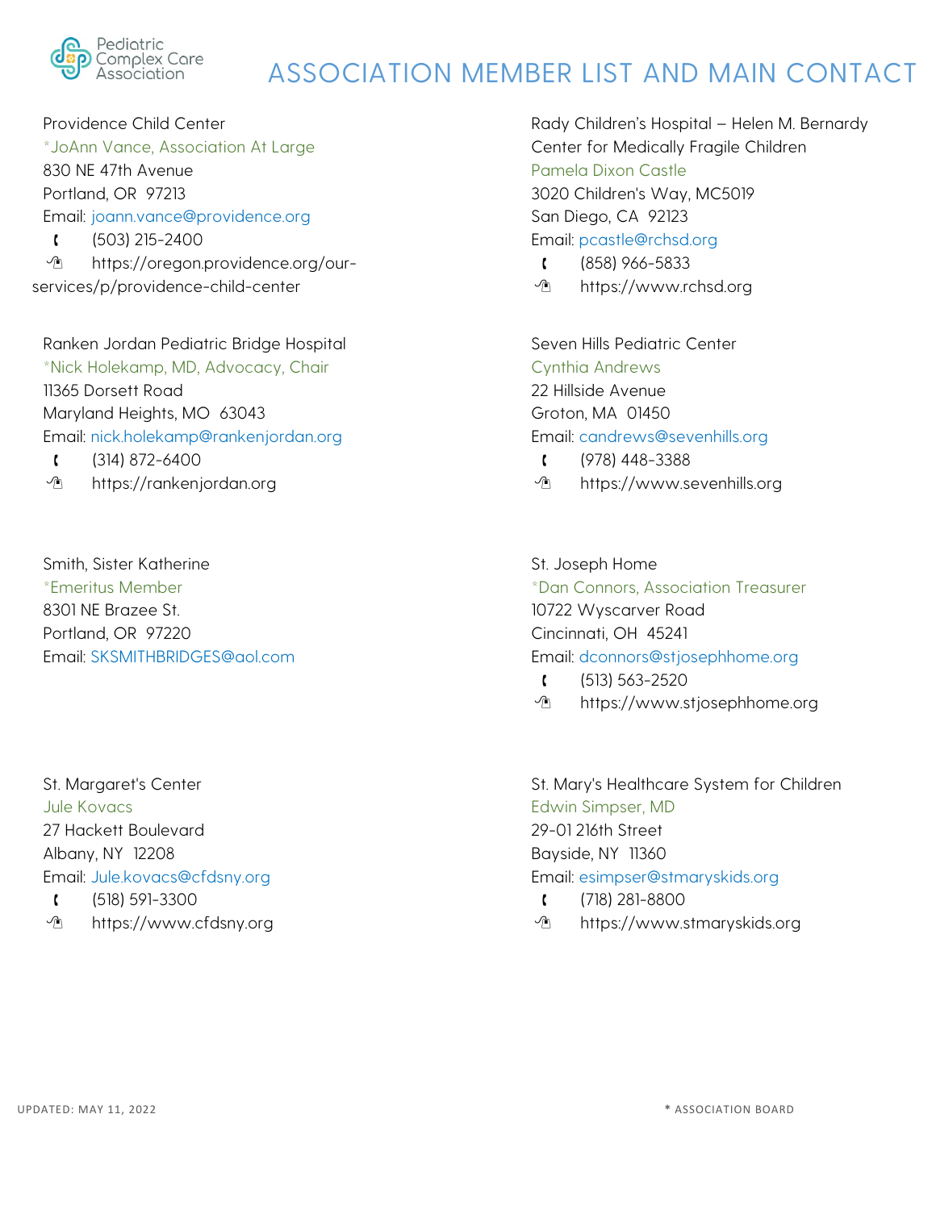# ASSOCIATION MEMBER LIST AND MAIN CONTACT

Providence Child Center
*JoAnn Vance, Association At Large
830 NE 47th Avenue
Portland, OR 97213
Email: joann.vance@providence.org
(503) 215-2400
https://oregon.providence.org/our-services/p/providence-child-center

Ranken Jordan Pediatric Bridge Hospital
*Nick Holekamp, MD, Advocacy, Chair
11365 Dorsett Road
Maryland Heights, MO 63043
Email: nick.holekamp@rankenjordan.org
(314) 872-6400
https://rankenjordan.org

Smith, Sister Katherine
*Emeritus Member
8301 NE Brazee St.
Portland, OR 97220
Email: SKSMITHBRIDGES@aol.com

St. Margaret's Center
Jule Kovacs
27 Hackett Boulevard
Albany, NY 12208
Email: Jule.kovacs@cfdsny.org
(518) 591-3300
https://www.cfdsny.org

Rady Children's Hospital – Helen M. Bernardy Center for Medically Fragile Children
Pamela Dixon Castle
3020 Children's Way, MC5019
San Diego, CA 92123
Email: pcastle@rchsd.org
(858) 966-5833
https://www.rchsd.org

Seven Hills Pediatric Center
Cynthia Andrews
22 Hillside Avenue
Groton, MA 01450
Email: candrews@sevenhills.org
(978) 448-3388
https://www.sevenhills.org

St. Joseph Home
*Dan Connors, Association Treasurer
10722 Wyscarver Road
Cincinnati, OH 45241
Email: dconnors@stjosephhome.org
(513) 563-2520
https://www.stjosephhome.org

St. Mary's Healthcare System for Children
Edwin Simpser, MD
29-01 216th Street
Bayside, NY 11360
Email: esimpser@stmaryskids.org
(718) 281-8800
https://www.stmaryskids.org

UPDATED: MAY 11, 2022

* ASSOCIATION BOARD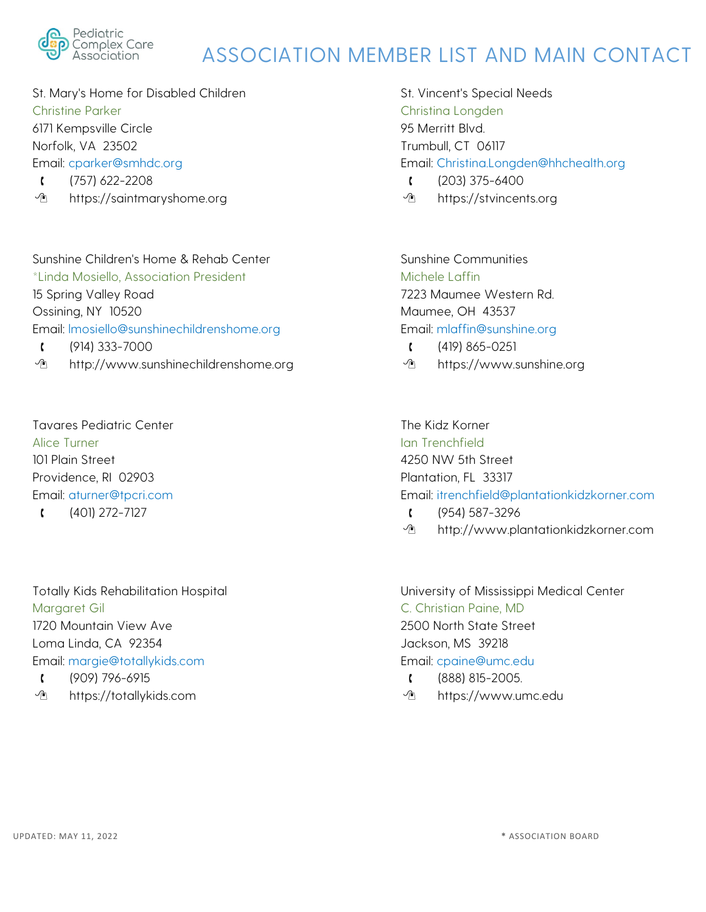# ASSOCIATION MEMBER LIST AND MAIN CONTACT

St. Mary's Home for Disabled Children
Christine Parker
6171 Kempsville Circle
Norfolk, VA 23502
Email: cparker@smhdc.org
(757) 622-2208
https://saintmaryshome.org

St. Vincent's Special Needs
Christina Longden
95 Merritt Blvd.
Trumbull, CT 06117
Email: Christina.Longden@hhchealth.org
(203) 375-6400
https://stvincents.org

Sunshine Children's Home & Rehab Center
*Linda Mosiello, Association President
15 Spring Valley Road
Ossining, NY 10520
Email: lmosiello@sunshinechildrenshome.org
(914) 333-7000
http://www.sunshinechildrenshome.org

Sunshine Communities
Michele Laffin
7223 Maumee Western Rd.
Maumee, OH 43537
Email: mlaffin@sunshine.org
(419) 865-0251
https://www.sunshine.org

Tavares Pediatric Center
Alice Turner
101 Plain Street
Providence, RI 02903
Email: aturner@tpcri.com
(401) 272-7127

The Kidz Korner
Ian Trenchfield
4250 NW 5th Street
Plantation, FL 33317
Email: itrenchfield@plantationkidzkorner.com
(954) 587-3296
http://www.plantationkidzkorner.com

Totally Kids Rehabilitation Hospital
Margaret Gil
1720 Mountain View Ave
Loma Linda, CA 92354
Email: margie@totallykids.com
(909) 796-6915
https://totallykids.com

University of Mississippi Medical Center
C. Christian Paine, MD
2500 North State Street
Jackson, MS 39218
Email: cpaine@umc.edu
(888) 815-2005.
https://www.umc.edu

UPDATED: MAY 11, 2022

* ASSOCIATION BOARD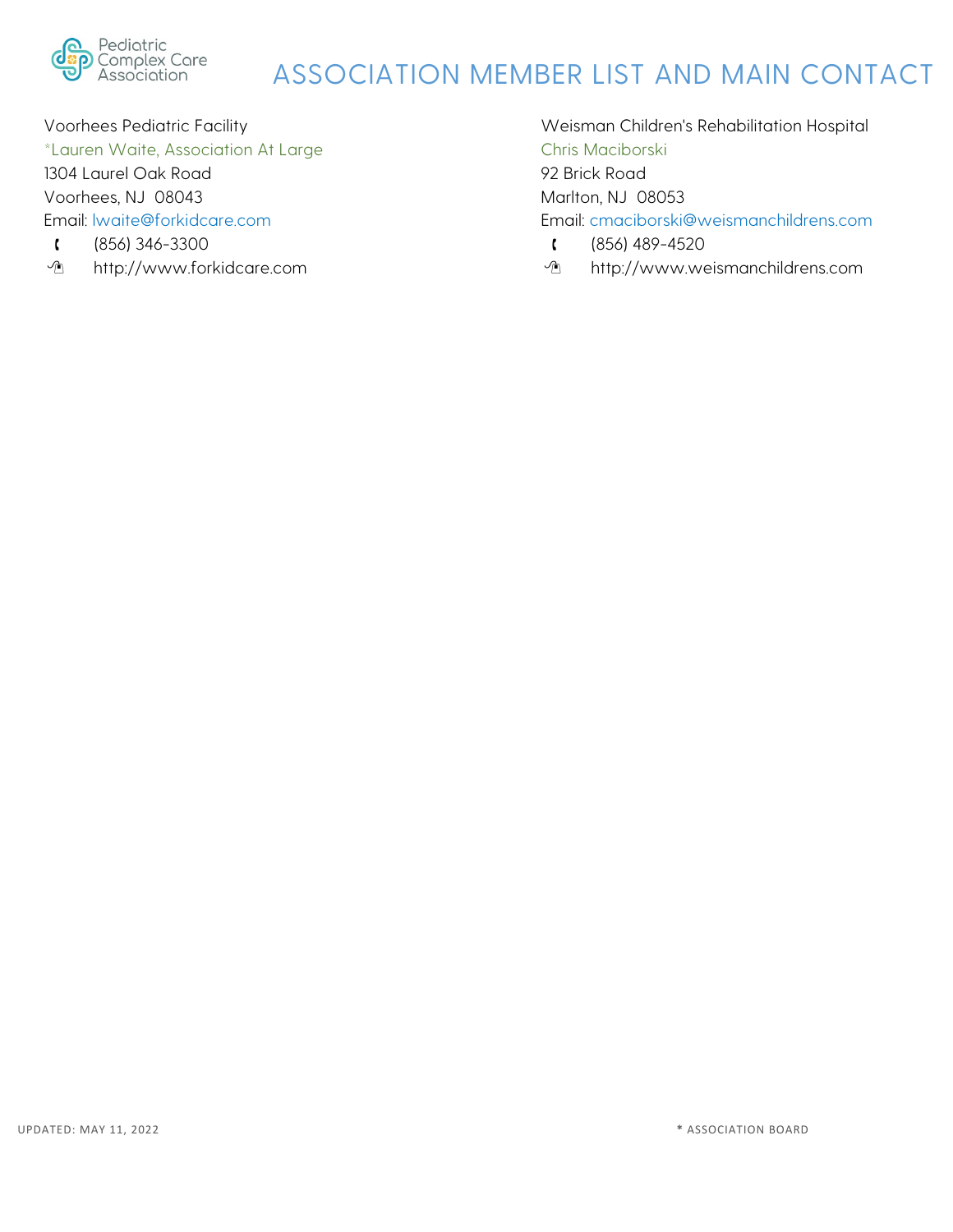# ASSOCIATION MEMBER LIST AND MAIN CONTACT

Voorhees Pediatric Facility
*Lauren Waite, Association At Large
1304 Laurel Oak Road
Voorhees, NJ 08043
Email: lwaite@forkidcare.com
(856) 346-3300
http://www.forkidcare.com

Weisman Children's Rehabilitation Hospital
Chris Maciborski
92 Brick Road
Marlton, NJ 08053
Email: cmaciborski@weismanchildrens.com
(856) 489-4520
http://www.weismanchildrens.com

UPDATED: MAY 11, 2022

* ASSOCIATION BOARD